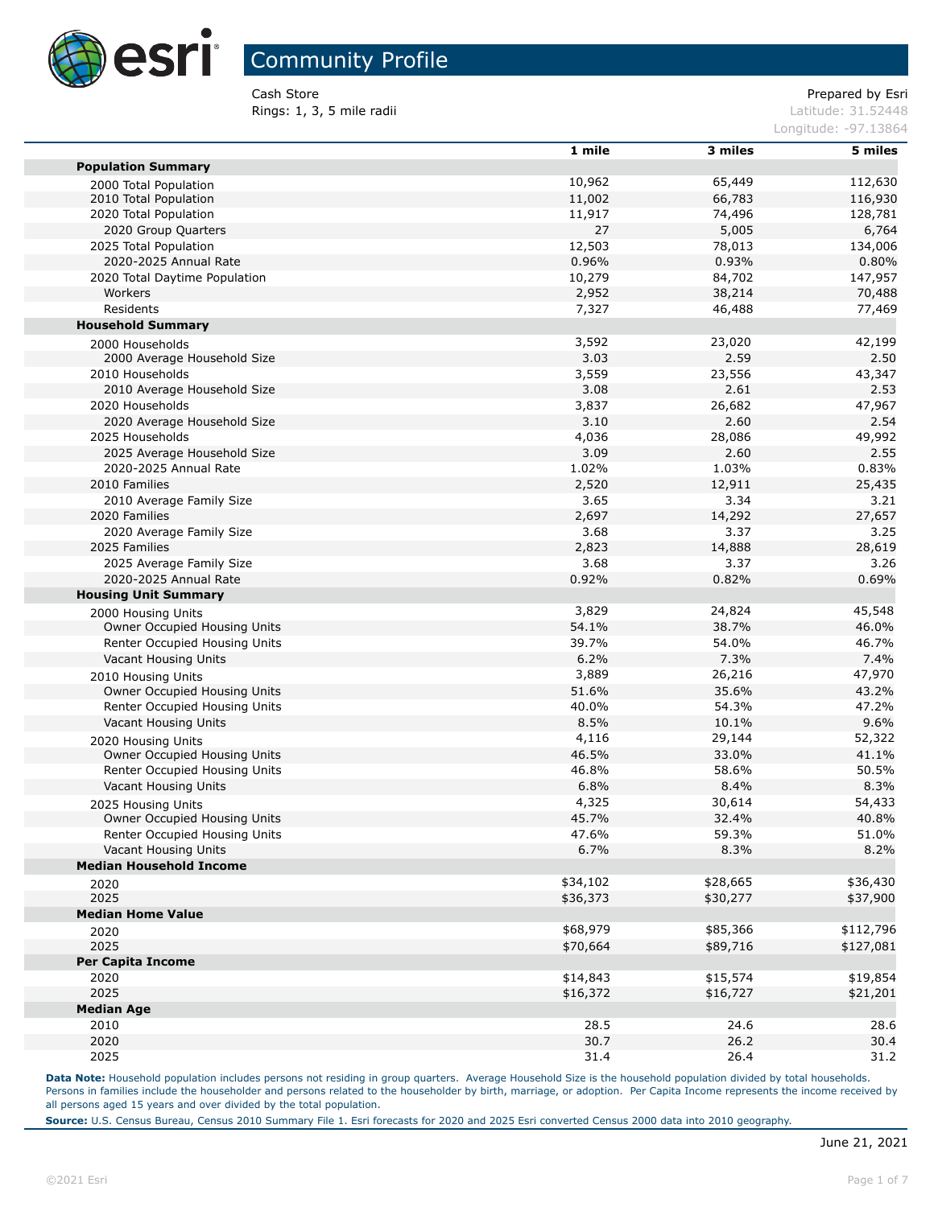# Community Profile

Cash Store
Rings: 1, 3, 5 mile radii

Prepared by Esri
Latitude: 31.52448
Longitude: -97.13864

| | 1 mile | 3 miles | 5 miles |
|---|---|---|---|
| **Population Summary** | | | |
| 2000 Total Population | 10,962 | 65,449 | 112,630 |
| 2010 Total Population | 11,002 | 66,783 | 116,930 |
| 2020 Total Population | 11,917 | 74,496 | 128,781 |
| 2020 Group Quarters | 27 | 5,005 | 6,764 |
| 2025 Total Population | 12,503 | 78,013 | 134,006 |
| 2020-2025 Annual Rate | 0.96% | 0.93% | 0.80% |
| 2020 Total Daytime Population | 10,279 | 84,702 | 147,957 |
| Workers | 2,952 | 38,214 | 70,488 |
| Residents | 7,327 | 46,488 | 77,469 |
| **Household Summary** | | | |
| 2000 Households | 3,592 | 23,020 | 42,199 |
| 2000 Average Household Size | 3.03 | 2.59 | 2.50 |
| 2010 Households | 3,559 | 23,556 | 43,347 |
| 2010 Average Household Size | 3.08 | 2.61 | 2.53 |
| 2020 Households | 3,837 | 26,682 | 47,967 |
| 2020 Average Household Size | 3.10 | 2.60 | 2.54 |
| 2025 Households | 4,036 | 28,086 | 49,992 |
| 2025 Average Household Size | 3.09 | 2.60 | 2.55 |
| 2020-2025 Annual Rate | 1.02% | 1.03% | 0.83% |
| 2010 Families | 2,520 | 12,911 | 25,435 |
| 2010 Average Family Size | 3.65 | 3.34 | 3.21 |
| 2020 Families | 2,697 | 14,292 | 27,657 |
| 2020 Average Family Size | 3.68 | 3.37 | 3.25 |
| 2025 Families | 2,823 | 14,888 | 28,619 |
| 2025 Average Family Size | 3.68 | 3.37 | 3.26 |
| 2020-2025 Annual Rate | 0.92% | 0.82% | 0.69% |
| **Housing Unit Summary** | | | |
| 2000 Housing Units | 3,829 | 24,824 | 45,548 |
| Owner Occupied Housing Units | 54.1% | 38.7% | 46.0% |
| Renter Occupied Housing Units | 39.7% | 54.0% | 46.7% |
| Vacant Housing Units | 6.2% | 7.3% | 7.4% |
| 2010 Housing Units | 3,889 | 26,216 | 47,970 |
| Owner Occupied Housing Units | 51.6% | 35.6% | 43.2% |
| Renter Occupied Housing Units | 40.0% | 54.3% | 47.2% |
| Vacant Housing Units | 8.5% | 10.1% | 9.6% |
| 2020 Housing Units | 4,116 | 29,144 | 52,322 |
| Owner Occupied Housing Units | 46.5% | 33.0% | 41.1% |
| Renter Occupied Housing Units | 46.8% | 58.6% | 50.5% |
| Vacant Housing Units | 6.8% | 8.4% | 8.3% |
| 2025 Housing Units | 4,325 | 30,614 | 54,433 |
| Owner Occupied Housing Units | 45.7% | 32.4% | 40.8% |
| Renter Occupied Housing Units | 47.6% | 59.3% | 51.0% |
| Vacant Housing Units | 6.7% | 8.3% | 8.2% |
| **Median Household Income** | | | |
| 2020 | $34,102 | $28,665 | $36,430 |
| 2025 | $36,373 | $30,277 | $37,900 |
| **Median Home Value** | | | |
| 2020 | $68,979 | $85,366 | $112,796 |
| 2025 | $70,664 | $89,716 | $127,081 |
| **Per Capita Income** | | | |
| 2020 | $14,843 | $15,574 | $19,854 |
| 2025 | $16,372 | $16,727 | $21,201 |
| **Median Age** | | | |
| 2010 | 28.5 | 24.6 | 28.6 |
| 2020 | 30.7 | 26.2 | 30.4 |
| 2025 | 31.4 | 26.4 | 31.2 |

**Data Note:** Household population includes persons not residing in group quarters. Average Household Size is the household population divided by total households. Persons in families include the householder and persons related to the householder by birth, marriage, or adoption. Per Capita Income represents the income received by all persons aged 15 years and over divided by the total population.

**Source:** U.S. Census Bureau, Census 2010 Summary File 1. Esri forecasts for 2020 and 2025 Esri converted Census 2000 data into 2010 geography.

June 21, 2021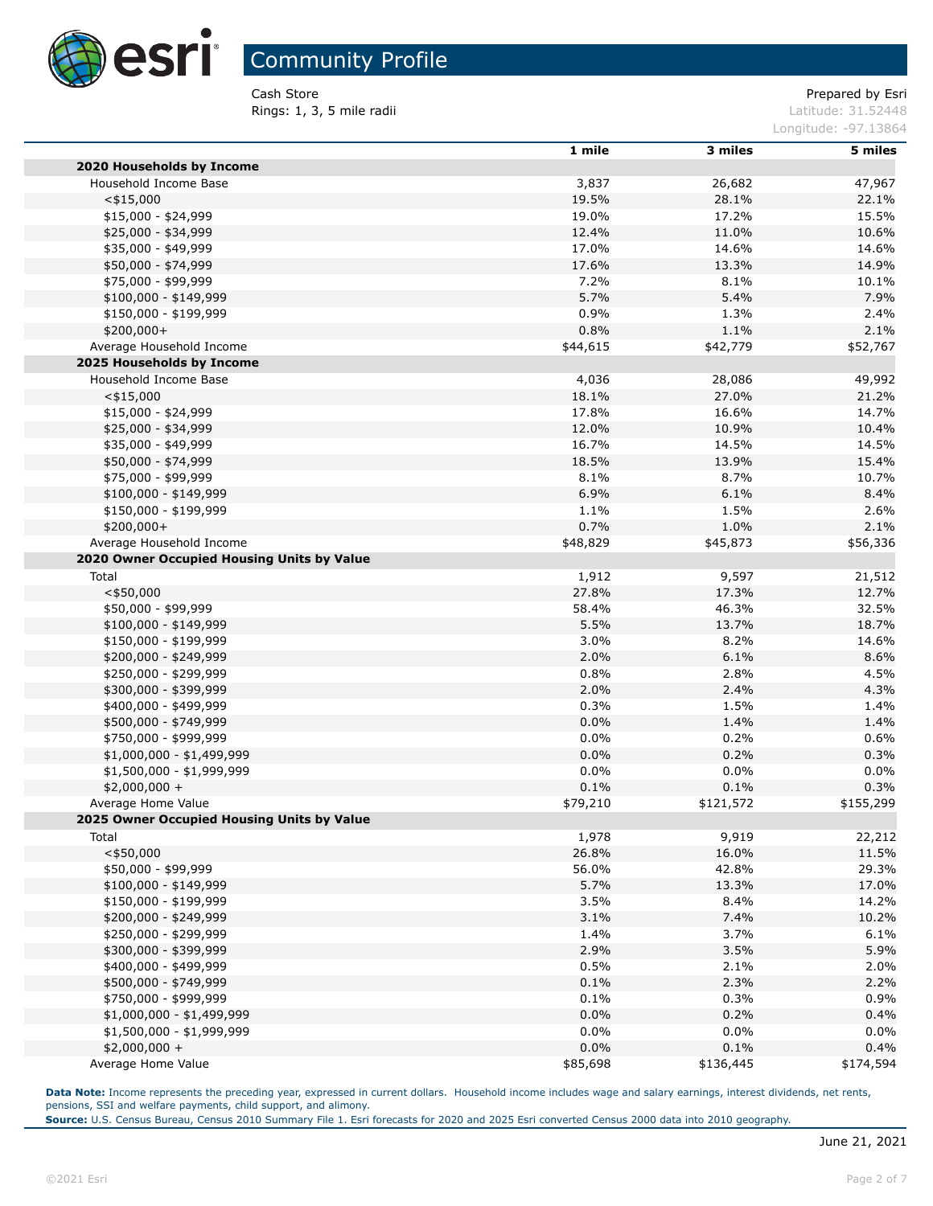# Community Profile

Cash Store
Rings: 1, 3, 5 mile radii

Prepared by Esri
Latitude: 31.52448
Longitude: -97.13864

| | 1 mile | 3 miles | 5 miles |
|---|---|---|---|
| **2020 Households by Income** | | | |
| Household Income Base | 3,837 | 26,682 | 47,967 |
| <$15,000 | 19.5% | 28.1% | 22.1% |
| $15,000 - $24,999 | 19.0% | 17.2% | 15.5% |
| $25,000 - $34,999 | 12.4% | 11.0% | 10.6% |
| $35,000 - $49,999 | 17.0% | 14.6% | 14.6% |
| $50,000 - $74,999 | 17.6% | 13.3% | 14.9% |
| $75,000 - $99,999 | 7.2% | 8.1% | 10.1% |
| $100,000 - $149,999 | 5.7% | 5.4% | 7.9% |
| $150,000 - $199,999 | 0.9% | 1.3% | 2.4% |
| $200,000+ | 0.8% | 1.1% | 2.1% |
| Average Household Income | $44,615 | $42,779 | $52,767 |
| **2025 Households by Income** | | | |
| Household Income Base | 4,036 | 28,086 | 49,992 |
| <$15,000 | 18.1% | 27.0% | 21.2% |
| $15,000 - $24,999 | 17.8% | 16.6% | 14.7% |
| $25,000 - $34,999 | 12.0% | 10.9% | 10.4% |
| $35,000 - $49,999 | 16.7% | 14.5% | 14.5% |
| $50,000 - $74,999 | 18.5% | 13.9% | 15.4% |
| $75,000 - $99,999 | 8.1% | 8.7% | 10.7% |
| $100,000 - $149,999 | 6.9% | 6.1% | 8.4% |
| $150,000 - $199,999 | 1.1% | 1.5% | 2.6% |
| $200,000+ | 0.7% | 1.0% | 2.1% |
| Average Household Income | $48,829 | $45,873 | $56,336 |
| **2020 Owner Occupied Housing Units by Value** | | | |
| Total | 1,912 | 9,597 | 21,512 |
| <$50,000 | 27.8% | 17.3% | 12.7% |
| $50,000 - $99,999 | 58.4% | 46.3% | 32.5% |
| $100,000 - $149,999 | 5.5% | 13.7% | 18.7% |
| $150,000 - $199,999 | 3.0% | 8.2% | 14.6% |
| $200,000 - $249,999 | 2.0% | 6.1% | 8.6% |
| $250,000 - $299,999 | 0.8% | 2.8% | 4.5% |
| $300,000 - $399,999 | 2.0% | 2.4% | 4.3% |
| $400,000 - $499,999 | 0.3% | 1.5% | 1.4% |
| $500,000 - $749,999 | 0.0% | 1.4% | 1.4% |
| $750,000 - $999,999 | 0.0% | 0.2% | 0.6% |
| $1,000,000 - $1,499,999 | 0.0% | 0.2% | 0.3% |
| $1,500,000 - $1,999,999 | 0.0% | 0.0% | 0.0% |
| $2,000,000 + | 0.1% | 0.1% | 0.3% |
| Average Home Value | $79,210 | $121,572 | $155,299 |
| **2025 Owner Occupied Housing Units by Value** | | | |
| Total | 1,978 | 9,919 | 22,212 |
| <$50,000 | 26.8% | 16.0% | 11.5% |
| $50,000 - $99,999 | 56.0% | 42.8% | 29.3% |
| $100,000 - $149,999 | 5.7% | 13.3% | 17.0% |
| $150,000 - $199,999 | 3.5% | 8.4% | 14.2% |
| $200,000 - $249,999 | 3.1% | 7.4% | 10.2% |
| $250,000 - $299,999 | 1.4% | 3.7% | 6.1% |
| $300,000 - $399,999 | 2.9% | 3.5% | 5.9% |
| $400,000 - $499,999 | 0.5% | 2.1% | 2.0% |
| $500,000 - $749,999 | 0.1% | 2.3% | 2.2% |
| $750,000 - $999,999 | 0.1% | 0.3% | 0.9% |
| $1,000,000 - $1,499,999 | 0.0% | 0.2% | 0.4% |
| $1,500,000 - $1,999,999 | 0.0% | 0.0% | 0.0% |
| $2,000,000 + | 0.0% | 0.1% | 0.4% |
| Average Home Value | $85,698 | $136,445 | $174,594 |

**Data Note:** Income represents the preceding year, expressed in current dollars. Household income includes wage and salary earnings, interest dividends, net rents, pensions, SSI and welfare payments, child support, and alimony.
**Source:** U.S. Census Bureau, Census 2010 Summary File 1. Esri forecasts for 2020 and 2025 Esri converted Census 2000 data into 2010 geography.

June 21, 2021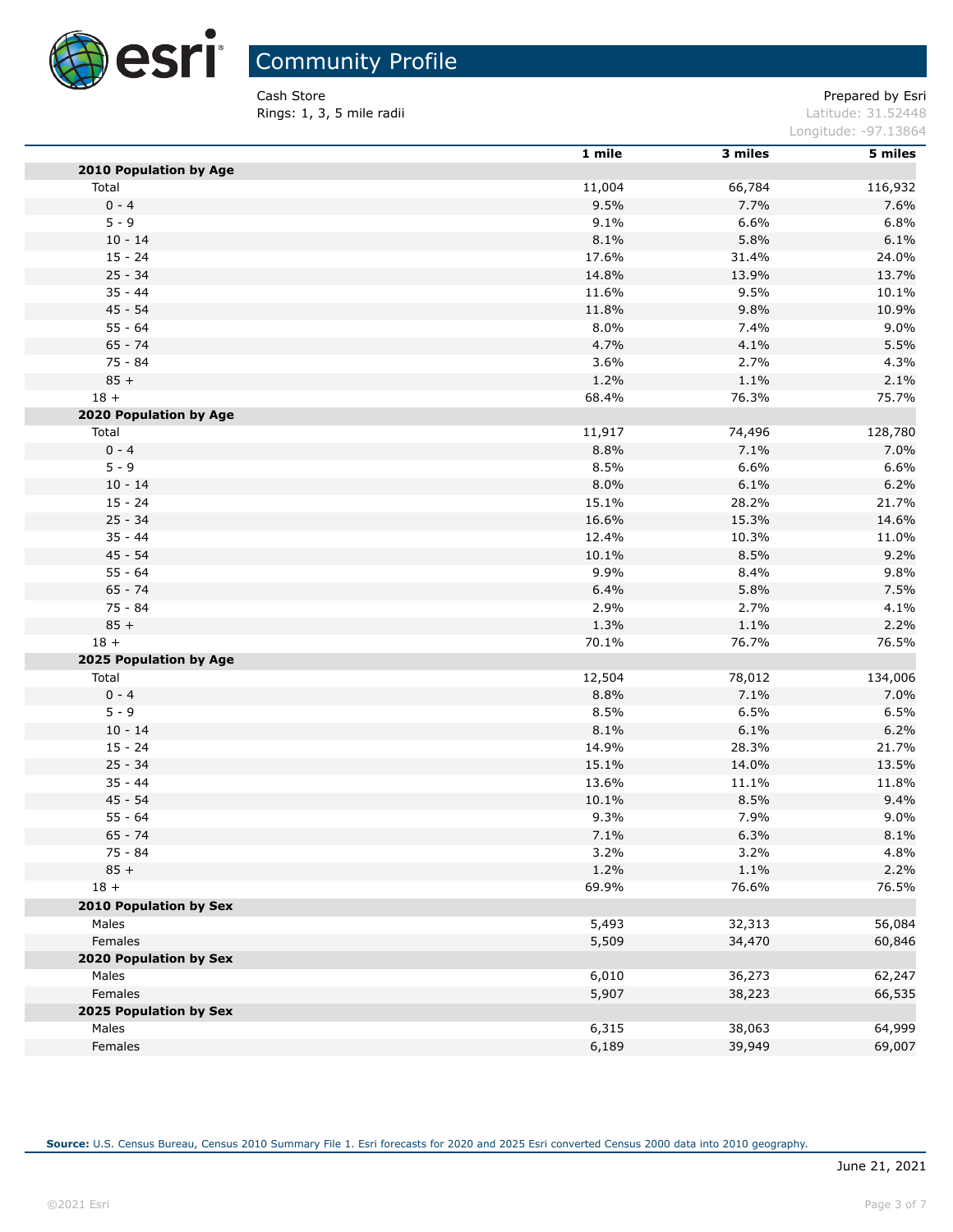# Community Profile

Cash Store
Rings: 1, 3, 5 mile radii

Prepared by Esri
Latitude: 31.52448
Longitude: -97.13864

| | 1 mile | 3 miles | 5 miles |
|---|---|---|---|
| **2010 Population by Age** | | | |
| Total | 11,004 | 66,784 | 116,932 |
| 0 - 4 | 9.5% | 7.7% | 7.6% |
| 5 - 9 | 9.1% | 6.6% | 6.8% |
| 10 - 14 | 8.1% | 5.8% | 6.1% |
| 15 - 24 | 17.6% | 31.4% | 24.0% |
| 25 - 34 | 14.8% | 13.9% | 13.7% |
| 35 - 44 | 11.6% | 9.5% | 10.1% |
| 45 - 54 | 11.8% | 9.8% | 10.9% |
| 55 - 64 | 8.0% | 7.4% | 9.0% |
| 65 - 74 | 4.7% | 4.1% | 5.5% |
| 75 - 84 | 3.6% | 2.7% | 4.3% |
| 85 + | 1.2% | 1.1% | 2.1% |
| 18 + | 68.4% | 76.3% | 75.7% |
| **2020 Population by Age** | | | |
| Total | 11,917 | 74,496 | 128,780 |
| 0 - 4 | 8.8% | 7.1% | 7.0% |
| 5 - 9 | 8.5% | 6.6% | 6.6% |
| 10 - 14 | 8.0% | 6.1% | 6.2% |
| 15 - 24 | 15.1% | 28.2% | 21.7% |
| 25 - 34 | 16.6% | 15.3% | 14.6% |
| 35 - 44 | 12.4% | 10.3% | 11.0% |
| 45 - 54 | 10.1% | 8.5% | 9.2% |
| 55 - 64 | 9.9% | 8.4% | 9.8% |
| 65 - 74 | 6.4% | 5.8% | 7.5% |
| 75 - 84 | 2.9% | 2.7% | 4.1% |
| 85 + | 1.3% | 1.1% | 2.2% |
| 18 + | 70.1% | 76.7% | 76.5% |
| **2025 Population by Age** | | | |
| Total | 12,504 | 78,012 | 134,006 |
| 0 - 4 | 8.8% | 7.1% | 7.0% |
| 5 - 9 | 8.5% | 6.5% | 6.5% |
| 10 - 14 | 8.1% | 6.1% | 6.2% |
| 15 - 24 | 14.9% | 28.3% | 21.7% |
| 25 - 34 | 15.1% | 14.0% | 13.5% |
| 35 - 44 | 13.6% | 11.1% | 11.8% |
| 45 - 54 | 10.1% | 8.5% | 9.4% |
| 55 - 64 | 9.3% | 7.9% | 9.0% |
| 65 - 74 | 7.1% | 6.3% | 8.1% |
| 75 - 84 | 3.2% | 3.2% | 4.8% |
| 85 + | 1.2% | 1.1% | 2.2% |
| 18 + | 69.9% | 76.6% | 76.5% |
| **2010 Population by Sex** | | | |
| Males | 5,493 | 32,313 | 56,084 |
| Females | 5,509 | 34,470 | 60,846 |
| **2020 Population by Sex** | | | |
| Males | 6,010 | 36,273 | 62,247 |
| Females | 5,907 | 38,223 | 66,535 |
| **2025 Population by Sex** | | | |
| Males | 6,315 | 38,063 | 64,999 |
| Females | 6,189 | 39,949 | 69,007 |

**Source:** U.S. Census Bureau, Census 2010 Summary File 1. Esri forecasts for 2020 and 2025 Esri converted Census 2000 data into 2010 geography.

June 21, 2021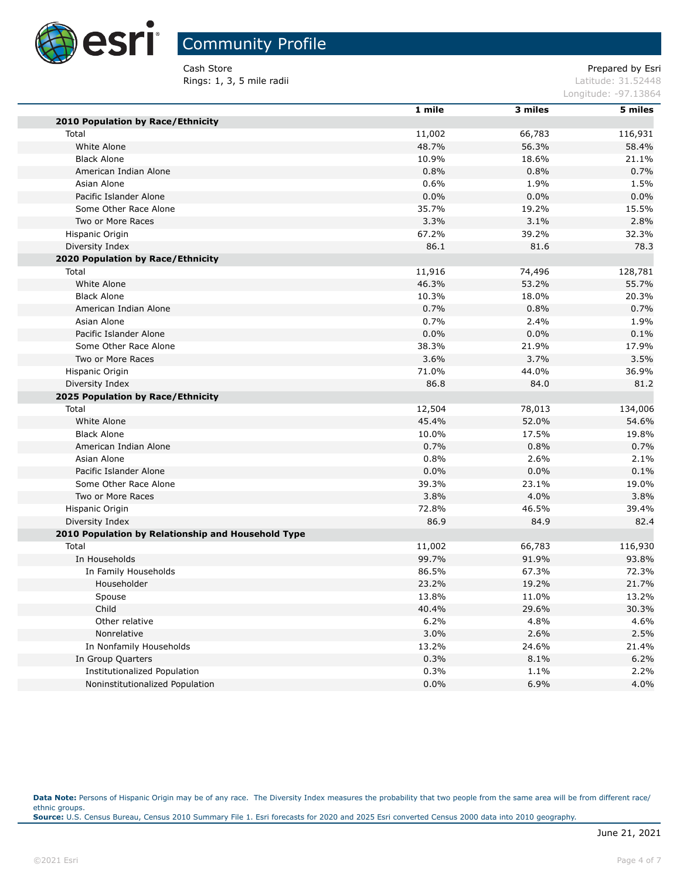# Community Profile

Cash Store
Rings: 1, 3, 5 mile radii

Prepared by Esri
Latitude: 31.52448
Longitude: -97.13864

| | 1 mile | 3 miles | 5 miles |
|---|---|---|---|
| **2010 Population by Race/Ethnicity** | | | |
| Total | 11,002 | 66,783 | 116,931 |
| White Alone | 48.7% | 56.3% | 58.4% |
| Black Alone | 10.9% | 18.6% | 21.1% |
| American Indian Alone | 0.8% | 0.8% | 0.7% |
| Asian Alone | 0.6% | 1.9% | 1.5% |
| Pacific Islander Alone | 0.0% | 0.0% | 0.0% |
| Some Other Race Alone | 35.7% | 19.2% | 15.5% |
| Two or More Races | 3.3% | 3.1% | 2.8% |
| Hispanic Origin | 67.2% | 39.2% | 32.3% |
| Diversity Index | 86.1 | 81.6 | 78.3 |
| **2020 Population by Race/Ethnicity** | | | |
| Total | 11,916 | 74,496 | 128,781 |
| White Alone | 46.3% | 53.2% | 55.7% |
| Black Alone | 10.3% | 18.0% | 20.3% |
| American Indian Alone | 0.7% | 0.8% | 0.7% |
| Asian Alone | 0.7% | 2.4% | 1.9% |
| Pacific Islander Alone | 0.0% | 0.0% | 0.1% |
| Some Other Race Alone | 38.3% | 21.9% | 17.9% |
| Two or More Races | 3.6% | 3.7% | 3.5% |
| Hispanic Origin | 71.0% | 44.0% | 36.9% |
| Diversity Index | 86.8 | 84.0 | 81.2 |
| **2025 Population by Race/Ethnicity** | | | |
| Total | 12,504 | 78,013 | 134,006 |
| White Alone | 45.4% | 52.0% | 54.6% |
| Black Alone | 10.0% | 17.5% | 19.8% |
| American Indian Alone | 0.7% | 0.8% | 0.7% |
| Asian Alone | 0.8% | 2.6% | 2.1% |
| Pacific Islander Alone | 0.0% | 0.0% | 0.1% |
| Some Other Race Alone | 39.3% | 23.1% | 19.0% |
| Two or More Races | 3.8% | 4.0% | 3.8% |
| Hispanic Origin | 72.8% | 46.5% | 39.4% |
| Diversity Index | 86.9 | 84.9 | 82.4 |
| **2010 Population by Relationship and Household Type** | | | |
| Total | 11,002 | 66,783 | 116,930 |
| In Households | 99.7% | 91.9% | 93.8% |
| In Family Households | 86.5% | 67.3% | 72.3% |
| Householder | 23.2% | 19.2% | 21.7% |
| Spouse | 13.8% | 11.0% | 13.2% |
| Child | 40.4% | 29.6% | 30.3% |
| Other relative | 6.2% | 4.8% | 4.6% |
| Nonrelative | 3.0% | 2.6% | 2.5% |
| In Nonfamily Households | 13.2% | 24.6% | 21.4% |
| In Group Quarters | 0.3% | 8.1% | 6.2% |
| Institutionalized Population | 0.3% | 1.1% | 2.2% |
| Noninstitutionalized Population | 0.0% | 6.9% | 4.0% |

**Data Note:** Persons of Hispanic Origin may be of any race. The Diversity Index measures the probability that two people from the same area will be from different race/ ethnic groups.
**Source:** U.S. Census Bureau, Census 2010 Summary File 1. Esri forecasts for 2020 and 2025 Esri converted Census 2000 data into 2010 geography.

June 21, 2021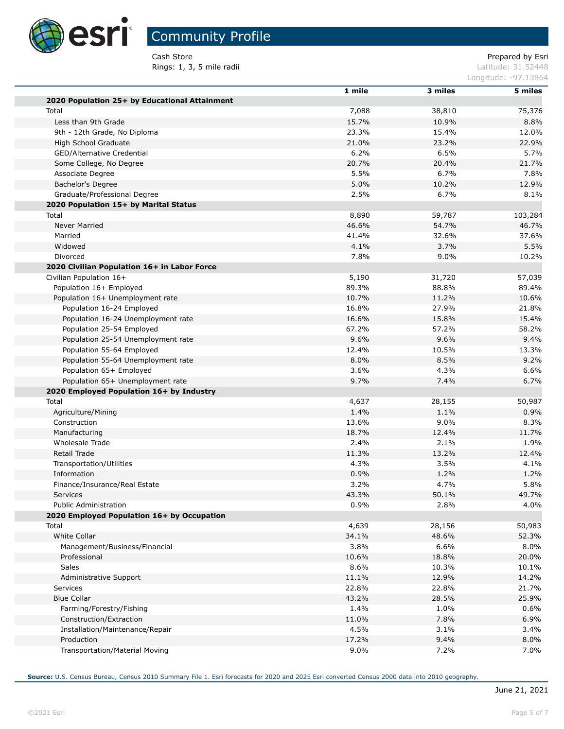# Community Profile

Cash Store
Rings: 1, 3, 5 mile radii

Prepared by Esri
Latitude: 31.52448
Longitude: -97.13864

| | 1 mile | 3 miles | 5 miles |
|---|---|---|---|
| **2020 Population 25+ by Educational Attainment** | | | |
| Total | 7,088 | 38,810 | 75,376 |
| Less than 9th Grade | 15.7% | 10.9% | 8.8% |
| 9th - 12th Grade, No Diploma | 23.3% | 15.4% | 12.0% |
| High School Graduate | 21.0% | 23.2% | 22.9% |
| GED/Alternative Credential | 6.2% | 6.5% | 5.7% |
| Some College, No Degree | 20.7% | 20.4% | 21.7% |
| Associate Degree | 5.5% | 6.7% | 7.8% |
| Bachelor's Degree | 5.0% | 10.2% | 12.9% |
| Graduate/Professional Degree | 2.5% | 6.7% | 8.1% |
| **2020 Population 15+ by Marital Status** | | | |
| Total | 8,890 | 59,787 | 103,284 |
| Never Married | 46.6% | 54.7% | 46.7% |
| Married | 41.4% | 32.6% | 37.6% |
| Widowed | 4.1% | 3.7% | 5.5% |
| Divorced | 7.8% | 9.0% | 10.2% |
| **2020 Civilian Population 16+ in Labor Force** | | | |
| Civilian Population 16+ | 5,190 | 31,720 | 57,039 |
| Population 16+ Employed | 89.3% | 88.8% | 89.4% |
| Population 16+ Unemployment rate | 10.7% | 11.2% | 10.6% |
| Population 16-24 Employed | 16.8% | 27.9% | 21.8% |
| Population 16-24 Unemployment rate | 16.6% | 15.8% | 15.4% |
| Population 25-54 Employed | 67.2% | 57.2% | 58.2% |
| Population 25-54 Unemployment rate | 9.6% | 9.6% | 9.4% |
| Population 55-64 Employed | 12.4% | 10.5% | 13.3% |
| Population 55-64 Unemployment rate | 8.0% | 8.5% | 9.2% |
| Population 65+ Employed | 3.6% | 4.3% | 6.6% |
| Population 65+ Unemployment rate | 9.7% | 7.4% | 6.7% |
| **2020 Employed Population 16+ by Industry** | | | |
| Total | 4,637 | 28,155 | 50,987 |
| Agriculture/Mining | 1.4% | 1.1% | 0.9% |
| Construction | 13.6% | 9.0% | 8.3% |
| Manufacturing | 18.7% | 12.4% | 11.7% |
| Wholesale Trade | 2.4% | 2.1% | 1.9% |
| Retail Trade | 11.3% | 13.2% | 12.4% |
| Transportation/Utilities | 4.3% | 3.5% | 4.1% |
| Information | 0.9% | 1.2% | 1.2% |
| Finance/Insurance/Real Estate | 3.2% | 4.7% | 5.8% |
| Services | 43.3% | 50.1% | 49.7% |
| Public Administration | 0.9% | 2.8% | 4.0% |
| **2020 Employed Population 16+ by Occupation** | | | |
| Total | 4,639 | 28,156 | 50,983 |
| White Collar | 34.1% | 48.6% | 52.3% |
| Management/Business/Financial | 3.8% | 6.6% | 8.0% |
| Professional | 10.6% | 18.8% | 20.0% |
| Sales | 8.6% | 10.3% | 10.1% |
| Administrative Support | 11.1% | 12.9% | 14.2% |
| Services | 22.8% | 22.8% | 21.7% |
| Blue Collar | 43.2% | 28.5% | 25.9% |
| Farming/Forestry/Fishing | 1.4% | 1.0% | 0.6% |
| Construction/Extraction | 11.0% | 7.8% | 6.9% |
| Installation/Maintenance/Repair | 4.5% | 3.1% | 3.4% |
| Production | 17.2% | 9.4% | 8.0% |
| Transportation/Material Moving | 9.0% | 7.2% | 7.0% |

**Source:** U.S. Census Bureau, Census 2010 Summary File 1. Esri forecasts for 2020 and 2025 Esri converted Census 2000 data into 2010 geography.

June 21, 2021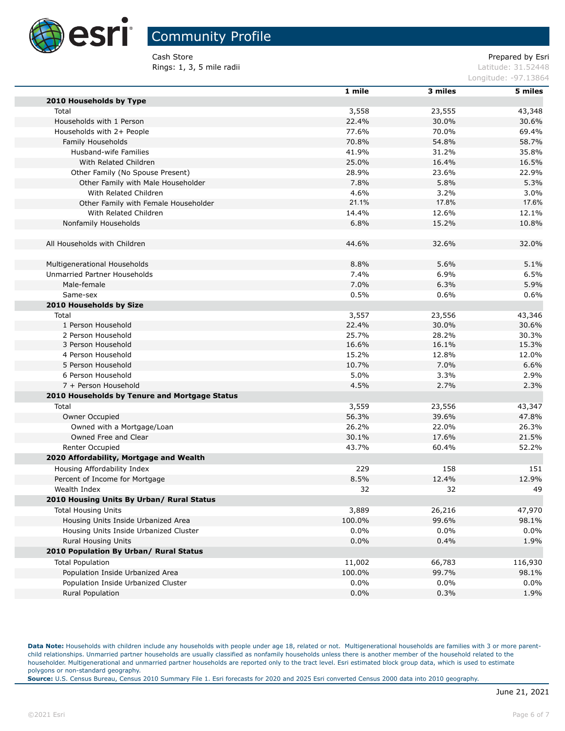# Community Profile

Cash Store
Rings: 1, 3, 5 mile radii

Prepared by Esri
Latitude: 31.52448
Longitude: -97.13864

| | 1 mile | 3 miles | 5 miles |
|---|---|---|---|
| **2010 Households by Type** | | | |
| Total | 3,558 | 23,555 | 43,348 |
| Households with 1 Person | 22.4% | 30.0% | 30.6% |
| Households with 2+ People | 77.6% | 70.0% | 69.4% |
| Family Households | 70.8% | 54.8% | 58.7% |
| Husband-wife Families | 41.9% | 31.2% | 35.8% |
| With Related Children | 25.0% | 16.4% | 16.5% |
| Other Family (No Spouse Present) | 28.9% | 23.6% | 22.9% |
| Other Family with Male Householder | 7.8% | 5.8% | 5.3% |
| With Related Children | 4.6% | 3.2% | 3.0% |
| Other Family with Female Householder | 21.1% | 17.8% | 17.6% |
| With Related Children | 14.4% | 12.6% | 12.1% |
| Nonfamily Households | 6.8% | 15.2% | 10.8% |
| | | | |
| All Households with Children | 44.6% | 32.6% | 32.0% |
| | | | |
| Multigenerational Households | 8.8% | 5.6% | 5.1% |
| Unmarried Partner Households | 7.4% | 6.9% | 6.5% |
| Male-female | 7.0% | 6.3% | 5.9% |
| Same-sex | 0.5% | 0.6% | 0.6% |
| **2010 Households by Size** | | | |
| Total | 3,557 | 23,556 | 43,346 |
| 1 Person Household | 22.4% | 30.0% | 30.6% |
| 2 Person Household | 25.7% | 28.2% | 30.3% |
| 3 Person Household | 16.6% | 16.1% | 15.3% |
| 4 Person Household | 15.2% | 12.8% | 12.0% |
| 5 Person Household | 10.7% | 7.0% | 6.6% |
| 6 Person Household | 5.0% | 3.3% | 2.9% |
| 7 + Person Household | 4.5% | 2.7% | 2.3% |
| **2010 Households by Tenure and Mortgage Status** | | | |
| Total | 3,559 | 23,556 | 43,347 |
| Owner Occupied | 56.3% | 39.6% | 47.8% |
| Owned with a Mortgage/Loan | 26.2% | 22.0% | 26.3% |
| Owned Free and Clear | 30.1% | 17.6% | 21.5% |
| Renter Occupied | 43.7% | 60.4% | 52.2% |
| **2020 Affordability, Mortgage and Wealth** | | | |
| Housing Affordability Index | 229 | 158 | 151 |
| Percent of Income for Mortgage | 8.5% | 12.4% | 12.9% |
| Wealth Index | 32 | 32 | 49 |
| **2010 Housing Units By Urban/ Rural Status** | | | |
| Total Housing Units | 3,889 | 26,216 | 47,970 |
| Housing Units Inside Urbanized Area | 100.0% | 99.6% | 98.1% |
| Housing Units Inside Urbanized Cluster | 0.0% | 0.0% | 0.0% |
| Rural Housing Units | 0.0% | 0.4% | 1.9% |
| **2010 Population By Urban/ Rural Status** | | | |
| Total Population | 11,002 | 66,783 | 116,930 |
| Population Inside Urbanized Area | 100.0% | 99.7% | 98.1% |
| Population Inside Urbanized Cluster | 0.0% | 0.0% | 0.0% |
| Rural Population | 0.0% | 0.3% | 1.9% |

**Data Note:** Households with children include any households with people under age 18, related or not. Multigenerational households are families with 3 or more parent-child relationships. Unmarried partner households are usually classified as nonfamily households unless there is another member of the household related to the householder. Multigenerational and unmarried partner households are reported only to the tract level. Esri estimated block group data, which is used to estimate polygons or non-standard geography.
**Source:** U.S. Census Bureau, Census 2010 Summary File 1. Esri forecasts for 2020 and 2025 Esri converted Census 2000 data into 2010 geography.

June 21, 2021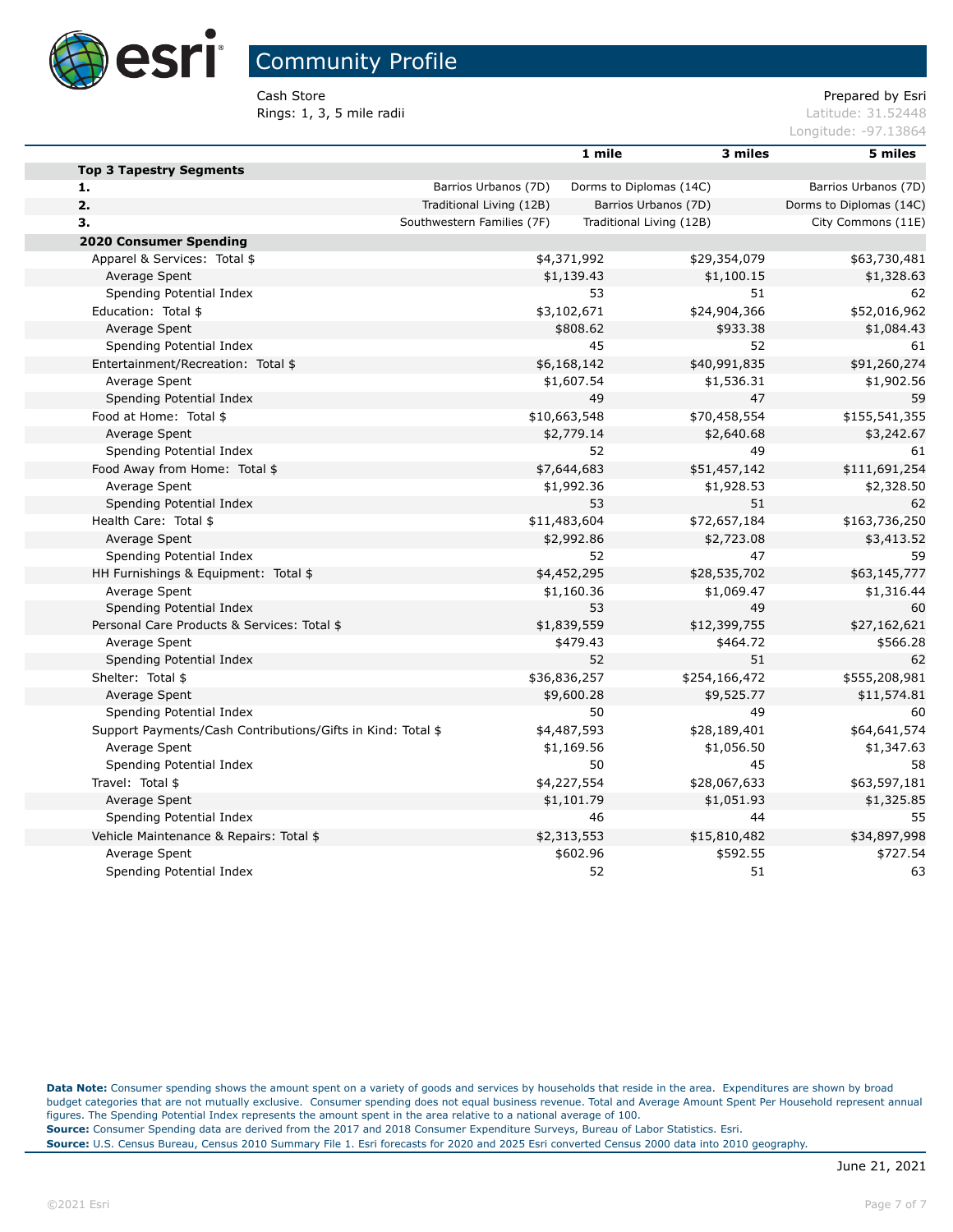# Community Profile

Cash Store
Rings: 1, 3, 5 mile radii

Prepared by Esri
Latitude: 31.52448
Longitude: -97.13864

| | 1 mile | 3 miles | 5 miles |
|---|---|---|---|
| **Top 3 Tapestry Segments** | | | |
| **1.** | Barrios Urbanos (7D) | Dorms to Diplomas (14C) | Barrios Urbanos (7D) |
| **2.** | Traditional Living (12B) | Barrios Urbanos (7D) | Dorms to Diplomas (14C) |
| **3.** | Southwestern Families (7F) | Traditional Living (12B) | City Commons (11E) |
| **2020 Consumer Spending** | | | |
| Apparel & Services: Total $ | $4,371,992 | $29,354,079 | $63,730,481 |
| Average Spent | $1,139.43 | $1,100.15 | $1,328.63 |
| Spending Potential Index | 53 | 51 | 62 |
| Education: Total $ | $3,102,671 | $24,904,366 | $52,016,962 |
| Average Spent | $808.62 | $933.38 | $1,084.43 |
| Spending Potential Index | 45 | 52 | 61 |
| Entertainment/Recreation: Total $ | $6,168,142 | $40,991,835 | $91,260,274 |
| Average Spent | $1,607.54 | $1,536.31 | $1,902.56 |
| Spending Potential Index | 49 | 47 | 59 |
| Food at Home: Total $ | $10,663,548 | $70,458,554 | $155,541,355 |
| Average Spent | $2,779.14 | $2,640.68 | $3,242.67 |
| Spending Potential Index | 52 | 49 | 61 |
| Food Away from Home: Total $ | $7,644,683 | $51,457,142 | $111,691,254 |
| Average Spent | $1,992.36 | $1,928.53 | $2,328.50 |
| Spending Potential Index | 53 | 51 | 62 |
| Health Care: Total $ | $11,483,604 | $72,657,184 | $163,736,250 |
| Average Spent | $2,992.86 | $2,723.08 | $3,413.52 |
| Spending Potential Index | 52 | 47 | 59 |
| HH Furnishings & Equipment: Total $ | $4,452,295 | $28,535,702 | $63,145,777 |
| Average Spent | $1,160.36 | $1,069.47 | $1,316.44 |
| Spending Potential Index | 53 | 49 | 60 |
| Personal Care Products & Services: Total $ | $1,839,559 | $12,399,755 | $27,162,621 |
| Average Spent | $479.43 | $464.72 | $566.28 |
| Spending Potential Index | 52 | 51 | 62 |
| Shelter: Total $ | $36,836,257 | $254,166,472 | $555,208,981 |
| Average Spent | $9,600.28 | $9,525.77 | $11,574.81 |
| Spending Potential Index | 50 | 49 | 60 |
| Support Payments/Cash Contributions/Gifts in Kind: Total $ | $4,487,593 | $28,189,401 | $64,641,574 |
| Average Spent | $1,169.56 | $1,056.50 | $1,347.63 |
| Spending Potential Index | 50 | 45 | 58 |
| Travel: Total $ | $4,227,554 | $28,067,633 | $63,597,181 |
| Average Spent | $1,101.79 | $1,051.93 | $1,325.85 |
| Spending Potential Index | 46 | 44 | 55 |
| Vehicle Maintenance & Repairs: Total $ | $2,313,553 | $15,810,482 | $34,897,998 |
| Average Spent | $602.96 | $592.55 | $727.54 |
| Spending Potential Index | 52 | 51 | 63 |

**Data Note:** Consumer spending shows the amount spent on a variety of goods and services by households that reside in the area. Expenditures are shown by broad budget categories that are not mutually exclusive. Consumer spending does not equal business revenue. Total and Average Amount Spent Per Household represent annual figures. The Spending Potential Index represents the amount spent in the area relative to a national average of 100.
**Source:** Consumer Spending data are derived from the 2017 and 2018 Consumer Expenditure Surveys, Bureau of Labor Statistics. Esri.
**Source:** U.S. Census Bureau, Census 2010 Summary File 1. Esri forecasts for 2020 and 2025 Esri converted Census 2000 data into 2010 geography.

June 21, 2021